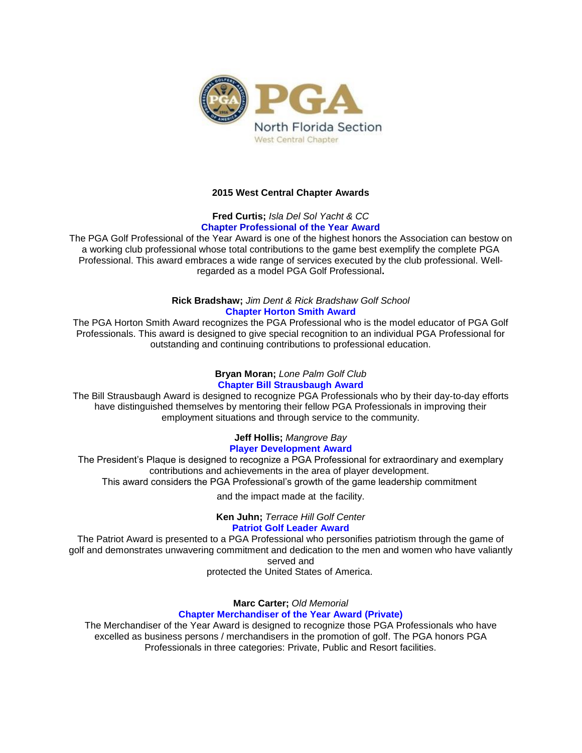PGA North Florida Section West Central Chapter

### 2015 West Central Chapter Awards

**Fred Curtis;** *Isla Del Sol Yacht & CC*

**Chapter Professional of the Year Award**

The PGA Golf Professional of the Year Award is one of the highest honors the Association can bestow on a working club professional whose total contributions to the game best exemplify the complete PGA Professional. This award embraces a wide range of services executed by the club professional. Well-regarded as a model PGA Golf Professional.

**Rick Bradshaw;** *Jim Dent & Rick Bradshaw Golf School*

**Chapter Horton Smith Award**

The PGA Horton Smith Award recognizes the PGA Professional who is the model educator of PGA Golf Professionals. This award is designed to give special recognition to an individual PGA Professional for outstanding and continuing contributions to professional education.

**Bryan Moran;** *Lone Palm Golf Club*

**Chapter Bill Strausbaugh Award**

The Bill Strausbaugh Award is designed to recognize PGA Professionals who by their day-to-day efforts have distinguished themselves by mentoring their fellow PGA Professionals in improving their employment situations and through service to the community.

**Jeff Hollis;** *Mangrove Bay*

**Player Development Award**

The President's Plaque is designed to recognize a PGA Professional for extraordinary and exemplary contributions and achievements in the area of player development.
This award considers the PGA Professional's growth of the game leadership commitment and the impact made at the facility.

**Ken Juhn;** *Terrace Hill Golf Center*

**Patriot Golf Leader Award**

The Patriot Award is presented to a PGA Professional who personifies patriotism through the game of golf and demonstrates unwavering commitment and dedication to the men and women who have valiantly served and protected the United States of America.

**Marc Carter;** *Old Memorial*

**Chapter Merchandiser of the Year Award (Private)**

The Merchandiser of the Year Award is designed to recognize those PGA Professionals who have excelled as business persons / merchandisers in the promotion of golf. The PGA honors PGA Professionals in three categories: Private, Public and Resort facilities.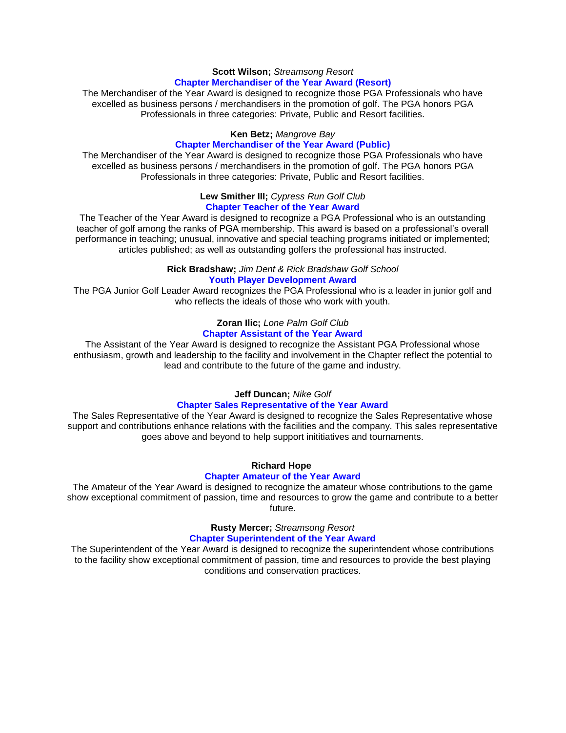**Scott Wilson;** *Streamsong Resort*
**Chapter Merchandiser of the Year Award (Resort)**
The Merchandiser of the Year Award is designed to recognize those PGA Professionals who have excelled as business persons / merchandisers in the promotion of golf. The PGA honors PGA Professionals in three categories: Private, Public and Resort facilities.

**Ken Betz;** *Mangrove Bay*
**Chapter Merchandiser of the Year Award (Public)**
The Merchandiser of the Year Award is designed to recognize those PGA Professionals who have excelled as business persons / merchandisers in the promotion of golf. The PGA honors PGA Professionals in three categories: Private, Public and Resort facilities.

**Lew Smither III;** *Cypress Run Golf Club*
**Chapter Teacher of the Year Award**
The Teacher of the Year Award is designed to recognize a PGA Professional who is an outstanding teacher of golf among the ranks of PGA membership. This award is based on a professional's overall performance in teaching; unusual, innovative and special teaching programs initiated or implemented; articles published; as well as outstanding golfers the professional has instructed.

**Rick Bradshaw;** *Jim Dent & Rick Bradshaw Golf School*
**Youth Player Development Award**
The PGA Junior Golf Leader Award recognizes the PGA Professional who is a leader in junior golf and who reflects the ideals of those who work with youth.

**Zoran Ilic;** *Lone Palm Golf Club*
**Chapter Assistant of the Year Award**
The Assistant of the Year Award is designed to recognize the Assistant PGA Professional whose enthusiasm, growth and leadership to the facility and involvement in the Chapter reflect the potential to lead and contribute to the future of the game and industry.

**Jeff Duncan;** *Nike Golf*
**Chapter Sales Representative of the Year Award**
The Sales Representative of the Year Award is designed to recognize the Sales Representative whose support and contributions enhance relations with the facilities and the company. This sales representative goes above and beyond to help support inititiatives and tournaments.

**Richard Hope**
**Chapter Amateur of the Year Award**
The Amateur of the Year Award is designed to recognize the amateur whose contributions to the game show exceptional commitment of passion, time and resources to grow the game and contribute to a better future.

**Rusty Mercer;** *Streamsong Resort*
**Chapter Superintendent of the Year Award**
The Superintendent of the Year Award is designed to recognize the superintendent whose contributions to the facility show exceptional commitment of passion, time and resources to provide the best playing conditions and conservation practices.